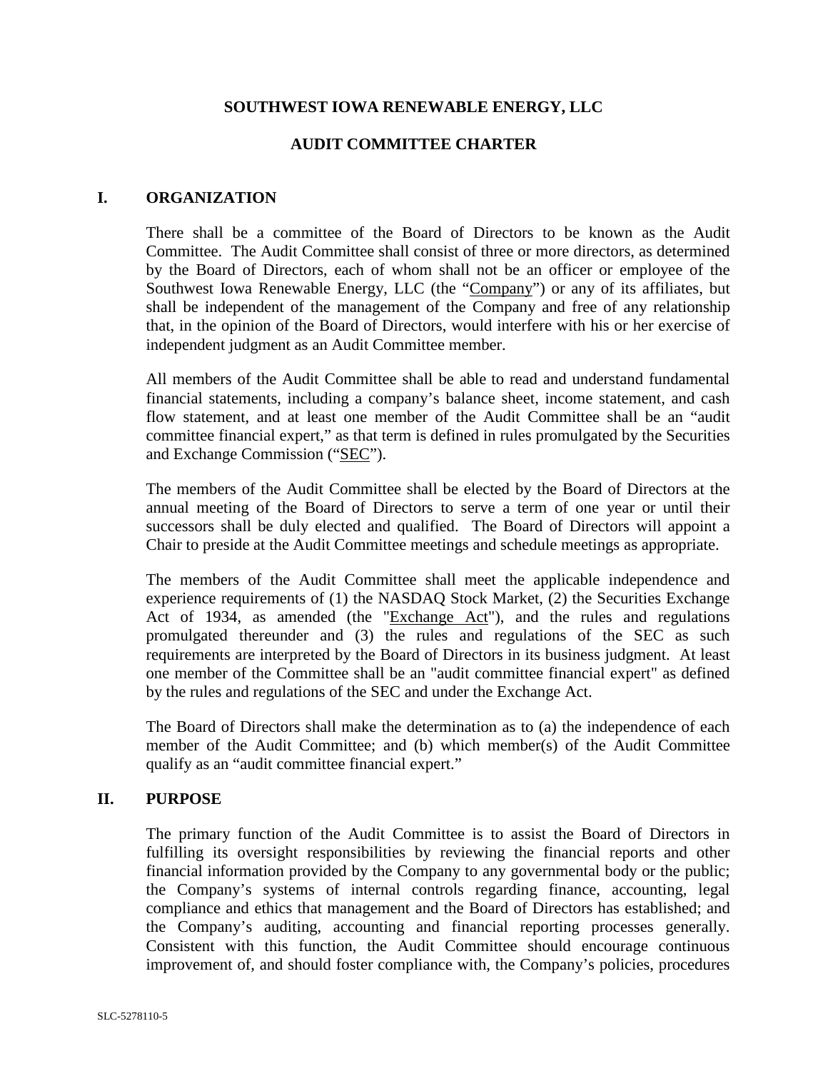# SOUTHWEST IOWA RENEWABLE ENERGY, LLC

## AUDIT COMMITTEE CHARTER

### I. ORGANIZATION

There shall be a committee of the Board of Directors to be known as the Audit Committee. The Audit Committee shall consist of three or more directors, as determined by the Board of Directors, each of whom shall not be an officer or employee of the Southwest Iowa Renewable Energy, LLC (the "Company") or any of its affiliates, but shall be independent of the management of the Company and free of any relationship that, in the opinion of the Board of Directors, would interfere with his or her exercise of independent judgment as an Audit Committee member.

All members of the Audit Committee shall be able to read and understand fundamental financial statements, including a company's balance sheet, income statement, and cash flow statement, and at least one member of the Audit Committee shall be an "audit committee financial expert," as that term is defined in rules promulgated by the Securities and Exchange Commission ("SEC").

The members of the Audit Committee shall be elected by the Board of Directors at the annual meeting of the Board of Directors to serve a term of one year or until their successors shall be duly elected and qualified. The Board of Directors will appoint a Chair to preside at the Audit Committee meetings and schedule meetings as appropriate.

The members of the Audit Committee shall meet the applicable independence and experience requirements of (1) the NASDAQ Stock Market, (2) the Securities Exchange Act of 1934, as amended (the "Exchange Act"), and the rules and regulations promulgated thereunder and (3) the rules and regulations of the SEC as such requirements are interpreted by the Board of Directors in its business judgment. At least one member of the Committee shall be an "audit committee financial expert" as defined by the rules and regulations of the SEC and under the Exchange Act.

The Board of Directors shall make the determination as to (a) the independence of each member of the Audit Committee; and (b) which member(s) of the Audit Committee qualify as an "audit committee financial expert."

### II. PURPOSE

The primary function of the Audit Committee is to assist the Board of Directors in fulfilling its oversight responsibilities by reviewing the financial reports and other financial information provided by the Company to any governmental body or the public; the Company's systems of internal controls regarding finance, accounting, legal compliance and ethics that management and the Board of Directors has established; and the Company's auditing, accounting and financial reporting processes generally. Consistent with this function, the Audit Committee should encourage continuous improvement of, and should foster compliance with, the Company's policies, procedures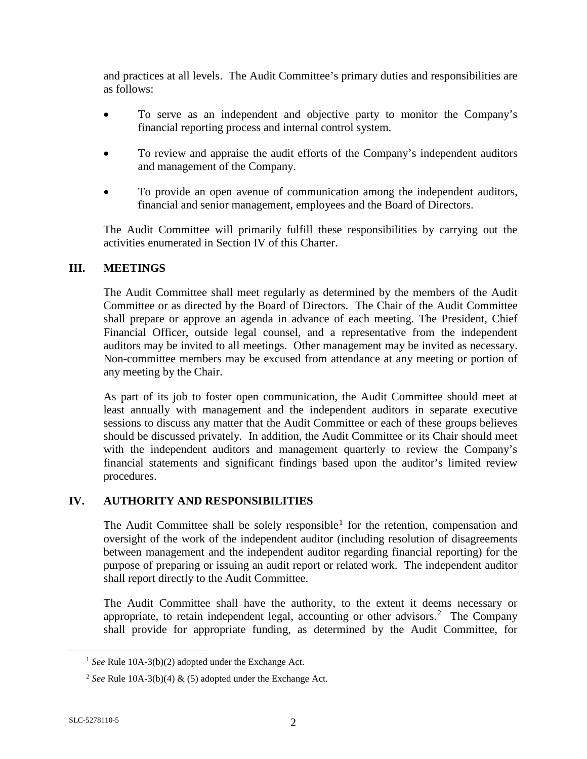and practices at all levels. The Audit Committee's primary duties and responsibilities are as follows:

- To serve as an independent and objective party to monitor the Company's financial reporting process and internal control system.
- To review and appraise the audit efforts of the Company's independent auditors and management of the Company.
- To provide an open avenue of communication among the independent auditors, financial and senior management, employees and the Board of Directors.

The Audit Committee will primarily fulfill these responsibilities by carrying out the activities enumerated in Section IV of this Charter.

## III. MEETINGS

The Audit Committee shall meet regularly as determined by the members of the Audit Committee or as directed by the Board of Directors. The Chair of the Audit Committee shall prepare or approve an agenda in advance of each meeting. The President, Chief Financial Officer, outside legal counsel, and a representative from the independent auditors may be invited to all meetings. Other management may be invited as necessary. Non-committee members may be excused from attendance at any meeting or portion of any meeting by the Chair.

As part of its job to foster open communication, the Audit Committee should meet at least annually with management and the independent auditors in separate executive sessions to discuss any matter that the Audit Committee or each of these groups believes should be discussed privately. In addition, the Audit Committee or its Chair should meet with the independent auditors and management quarterly to review the Company's financial statements and significant findings based upon the auditor's limited review procedures.

## IV. AUTHORITY AND RESPONSIBILITIES

The Audit Committee shall be solely responsible[1] for the retention, compensation and oversight of the work of the independent auditor (including resolution of disagreements between management and the independent auditor regarding financial reporting) for the purpose of preparing or issuing an audit report or related work. The independent auditor shall report directly to the Audit Committee.

The Audit Committee shall have the authority, to the extent it deems necessary or appropriate, to retain independent legal, accounting or other advisors.[2] The Company shall provide for appropriate funding, as determined by the Audit Committee, for

---

[1] *See* Rule 10A-3(b)(2) adopted under the Exchange Act.

[2] *See* Rule 10A-3(b)(4) & (5) adopted under the Exchange Act.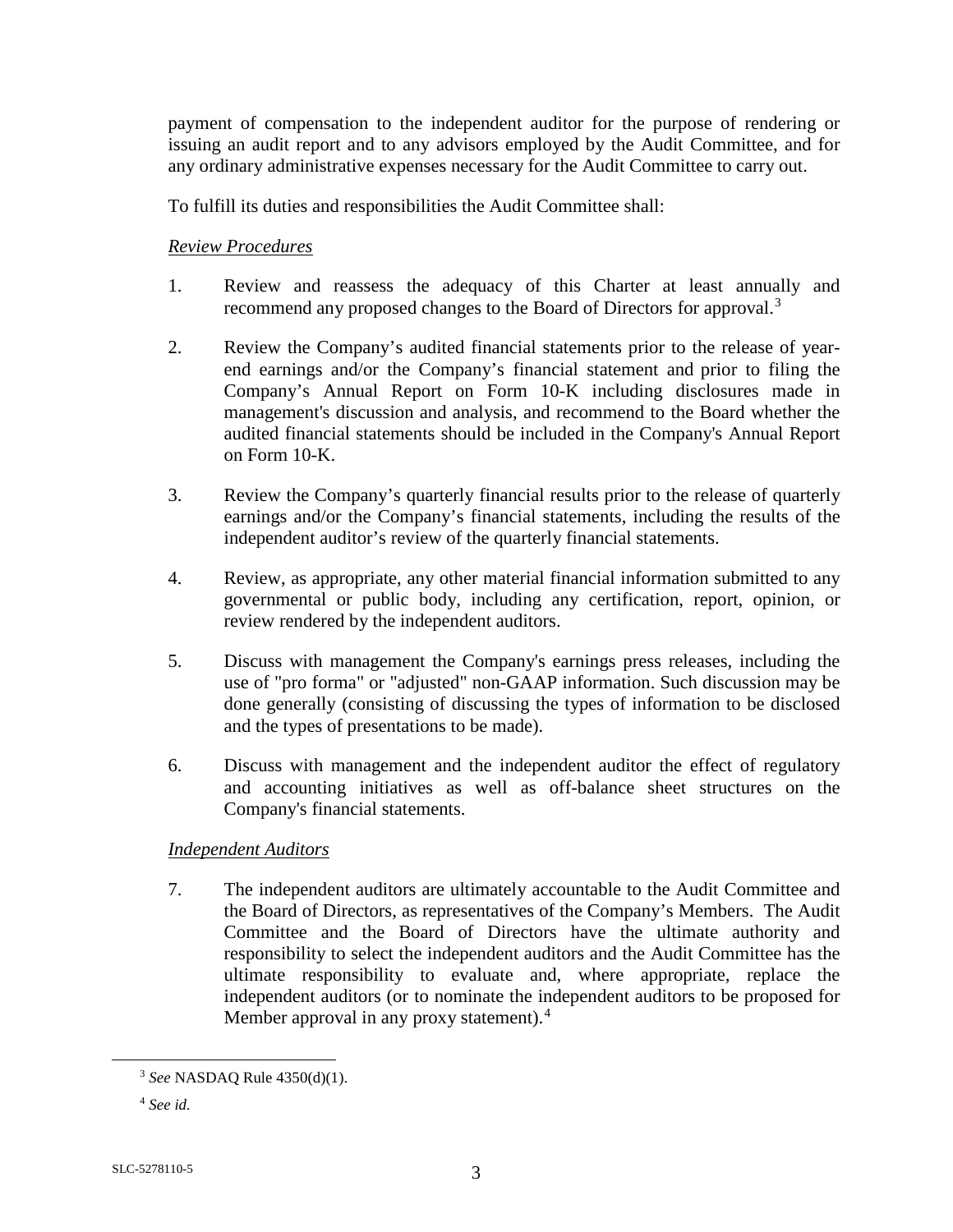payment of compensation to the independent auditor for the purpose of rendering or issuing an audit report and to any advisors employed by the Audit Committee, and for any ordinary administrative expenses necessary for the Audit Committee to carry out.

To fulfill its duties and responsibilities the Audit Committee shall:

*Review Procedures*

1. Review and reassess the adequacy of this Charter at least annually and recommend any proposed changes to the Board of Directors for approval.[3]

2. Review the Company's audited financial statements prior to the release of year-end earnings and/or the Company's financial statement and prior to filing the Company's Annual Report on Form 10-K including disclosures made in management's discussion and analysis, and recommend to the Board whether the audited financial statements should be included in the Company's Annual Report on Form 10-K.

3. Review the Company's quarterly financial results prior to the release of quarterly earnings and/or the Company's financial statements, including the results of the independent auditor's review of the quarterly financial statements.

4. Review, as appropriate, any other material financial information submitted to any governmental or public body, including any certification, report, opinion, or review rendered by the independent auditors.

5. Discuss with management the Company's earnings press releases, including the use of "pro forma" or "adjusted" non-GAAP information. Such discussion may be done generally (consisting of discussing the types of information to be disclosed and the types of presentations to be made).

6. Discuss with management and the independent auditor the effect of regulatory and accounting initiatives as well as off-balance sheet structures on the Company's financial statements.

*Independent Auditors*

7. The independent auditors are ultimately accountable to the Audit Committee and the Board of Directors, as representatives of the Company's Members. The Audit Committee and the Board of Directors have the ultimate authority and responsibility to select the independent auditors and the Audit Committee has the ultimate responsibility to evaluate and, where appropriate, replace the independent auditors (or to nominate the independent auditors to be proposed for Member approval in any proxy statement).[4]

---

[3] *See* NASDAQ Rule 4350(d)(1).

[4] *See id.*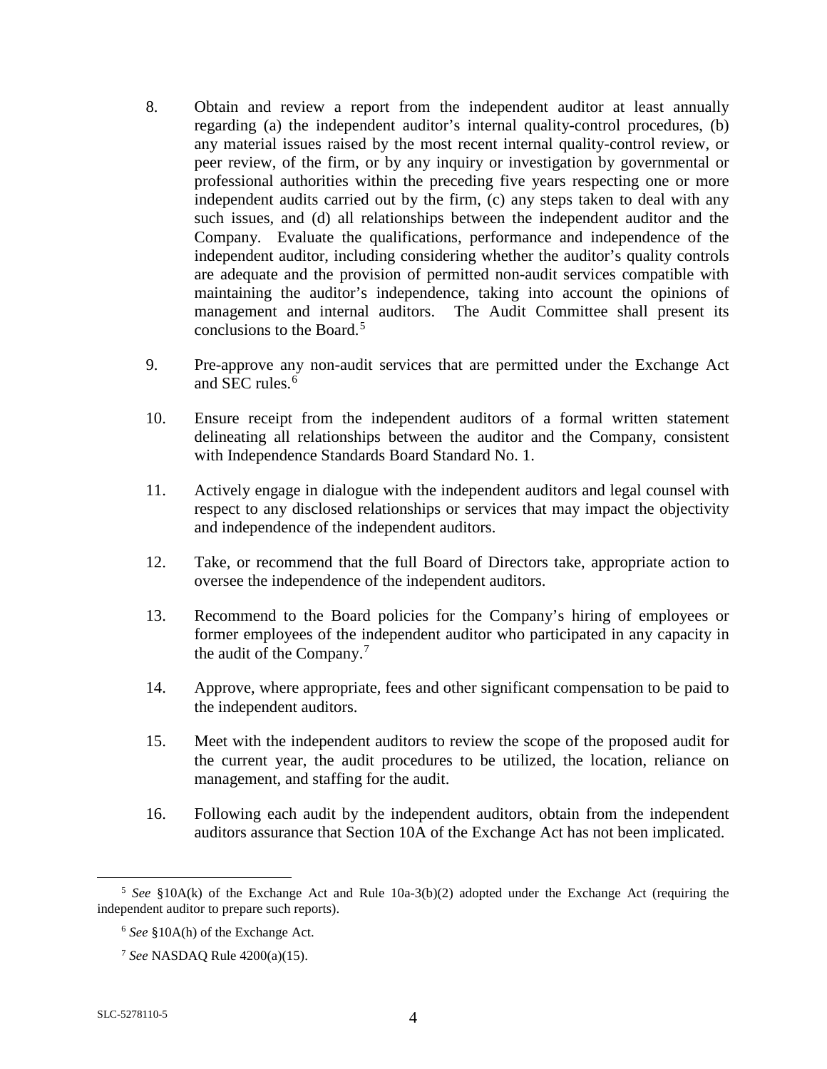8. Obtain and review a report from the independent auditor at least annually regarding (a) the independent auditor's internal quality-control procedures, (b) any material issues raised by the most recent internal quality-control review, or peer review, of the firm, or by any inquiry or investigation by governmental or professional authorities within the preceding five years respecting one or more independent audits carried out by the firm, (c) any steps taken to deal with any such issues, and (d) all relationships between the independent auditor and the Company. Evaluate the qualifications, performance and independence of the independent auditor, including considering whether the auditor's quality controls are adequate and the provision of permitted non-audit services compatible with maintaining the auditor's independence, taking into account the opinions of management and internal auditors. The Audit Committee shall present its conclusions to the Board.[5]

9. Pre-approve any non-audit services that are permitted under the Exchange Act and SEC rules.[6]

10. Ensure receipt from the independent auditors of a formal written statement delineating all relationships between the auditor and the Company, consistent with Independence Standards Board Standard No. 1.

11. Actively engage in dialogue with the independent auditors and legal counsel with respect to any disclosed relationships or services that may impact the objectivity and independence of the independent auditors.

12. Take, or recommend that the full Board of Directors take, appropriate action to oversee the independence of the independent auditors.

13. Recommend to the Board policies for the Company's hiring of employees or former employees of the independent auditor who participated in any capacity in the audit of the Company.[7]

14. Approve, where appropriate, fees and other significant compensation to be paid to the independent auditors.

15. Meet with the independent auditors to review the scope of the proposed audit for the current year, the audit procedures to be utilized, the location, reliance on management, and staffing for the audit.

16. Following each audit by the independent auditors, obtain from the independent auditors assurance that Section 10A of the Exchange Act has not been implicated.

---

[5] *See* §10A(k) of the Exchange Act and Rule 10a-3(b)(2) adopted under the Exchange Act (requiring the independent auditor to prepare such reports).

[6] *See* §10A(h) of the Exchange Act.

[7] *See* NASDAQ Rule 4200(a)(15).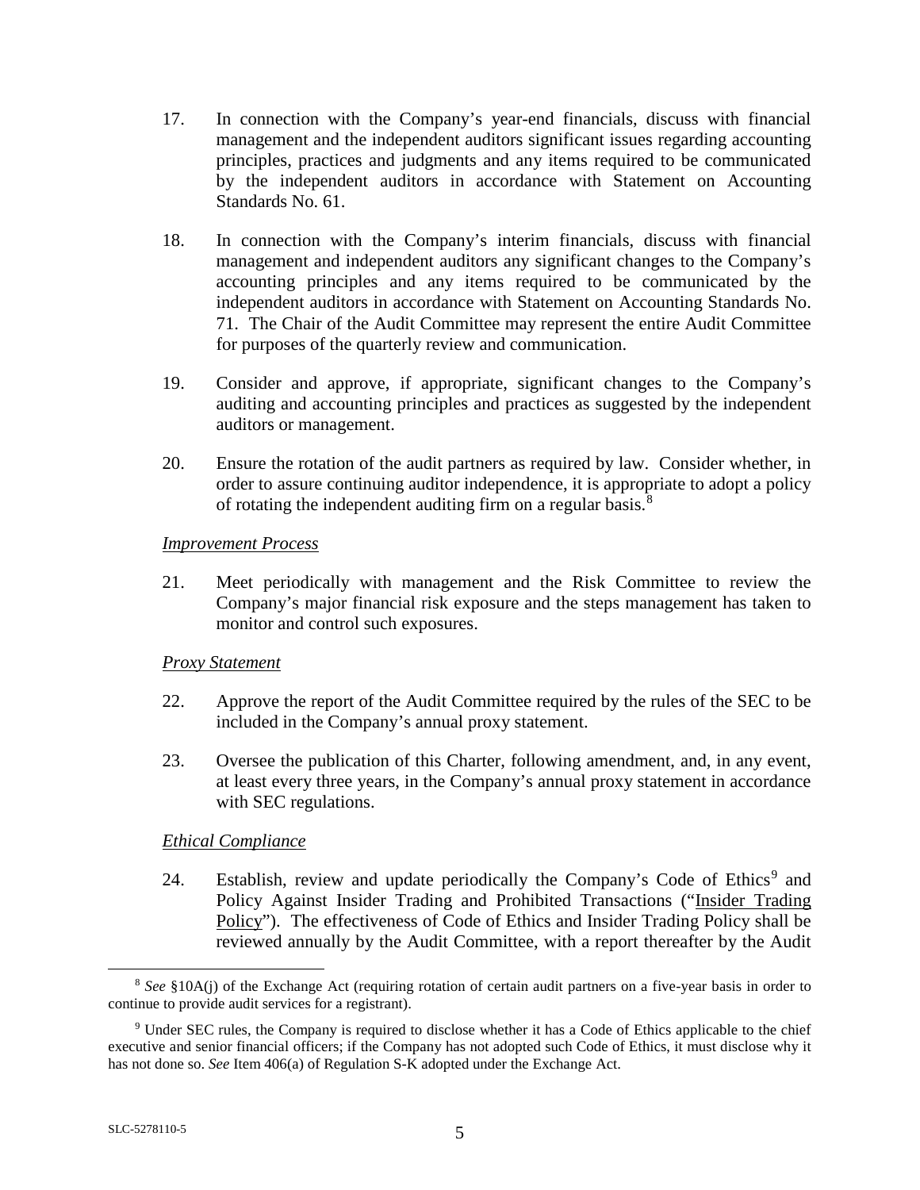17. In connection with the Company's year-end financials, discuss with financial management and the independent auditors significant issues regarding accounting principles, practices and judgments and any items required to be communicated by the independent auditors in accordance with Statement on Accounting Standards No. 61.

18. In connection with the Company's interim financials, discuss with financial management and independent auditors any significant changes to the Company's accounting principles and any items required to be communicated by the independent auditors in accordance with Statement on Accounting Standards No. 71. The Chair of the Audit Committee may represent the entire Audit Committee for purposes of the quarterly review and communication.

19. Consider and approve, if appropriate, significant changes to the Company's auditing and accounting principles and practices as suggested by the independent auditors or management.

20. Ensure the rotation of the audit partners as required by law. Consider whether, in order to assure continuing auditor independence, it is appropriate to adopt a policy of rotating the independent auditing firm on a regular basis.[8]

*Improvement Process*

21. Meet periodically with management and the Risk Committee to review the Company's major financial risk exposure and the steps management has taken to monitor and control such exposures.

*Proxy Statement*

22. Approve the report of the Audit Committee required by the rules of the SEC to be included in the Company's annual proxy statement.

23. Oversee the publication of this Charter, following amendment, and, in any event, at least every three years, in the Company's annual proxy statement in accordance with SEC regulations.

*Ethical Compliance*

24. Establish, review and update periodically the Company's Code of Ethics[9] and Policy Against Insider Trading and Prohibited Transactions ("Insider Trading Policy"). The effectiveness of Code of Ethics and Insider Trading Policy shall be reviewed annually by the Audit Committee, with a report thereafter by the Audit

---

[8] *See* §10A(j) of the Exchange Act (requiring rotation of certain audit partners on a five-year basis in order to continue to provide audit services for a registrant).

[9] Under SEC rules, the Company is required to disclose whether it has a Code of Ethics applicable to the chief executive and senior financial officers; if the Company has not adopted such Code of Ethics, it must disclose why it has not done so. *See* Item 406(a) of Regulation S-K adopted under the Exchange Act.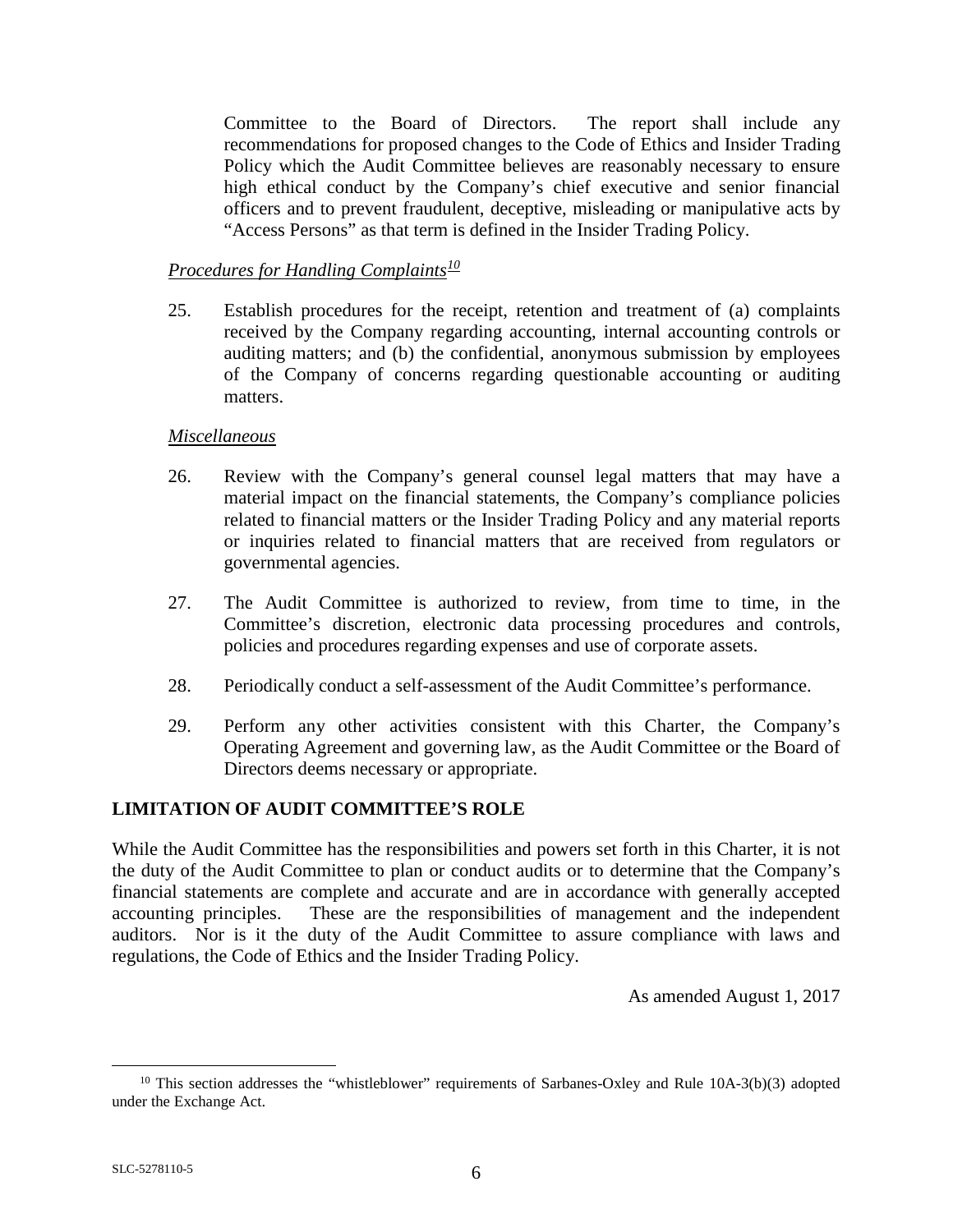Committee to the Board of Directors. The report shall include any recommendations for proposed changes to the Code of Ethics and Insider Trading Policy which the Audit Committee believes are reasonably necessary to ensure high ethical conduct by the Company's chief executive and senior financial officers and to prevent fraudulent, deceptive, misleading or manipulative acts by "Access Persons" as that term is defined in the Insider Trading Policy.

*Procedures for Handling Complaints*[10]

25. Establish procedures for the receipt, retention and treatment of (a) complaints received by the Company regarding accounting, internal accounting controls or auditing matters; and (b) the confidential, anonymous submission by employees of the Company of concerns regarding questionable accounting or auditing matters.

*Miscellaneous*

26. Review with the Company's general counsel legal matters that may have a material impact on the financial statements, the Company's compliance policies related to financial matters or the Insider Trading Policy and any material reports or inquiries related to financial matters that are received from regulators or governmental agencies.

27. The Audit Committee is authorized to review, from time to time, in the Committee's discretion, electronic data processing procedures and controls, policies and procedures regarding expenses and use of corporate assets.

28. Periodically conduct a self-assessment of the Audit Committee's performance.

29. Perform any other activities consistent with this Charter, the Company's Operating Agreement and governing law, as the Audit Committee or the Board of Directors deems necessary or appropriate.

## LIMITATION OF AUDIT COMMITTEE'S ROLE

While the Audit Committee has the responsibilities and powers set forth in this Charter, it is not the duty of the Audit Committee to plan or conduct audits or to determine that the Company's financial statements are complete and accurate and are in accordance with generally accepted accounting principles. These are the responsibilities of management and the independent auditors. Nor is it the duty of the Audit Committee to assure compliance with laws and regulations, the Code of Ethics and the Insider Trading Policy.

As amended August 1, 2017

[10] This section addresses the "whistleblower" requirements of Sarbanes-Oxley and Rule 10A-3(b)(3) adopted under the Exchange Act.

SLC-5278110-5